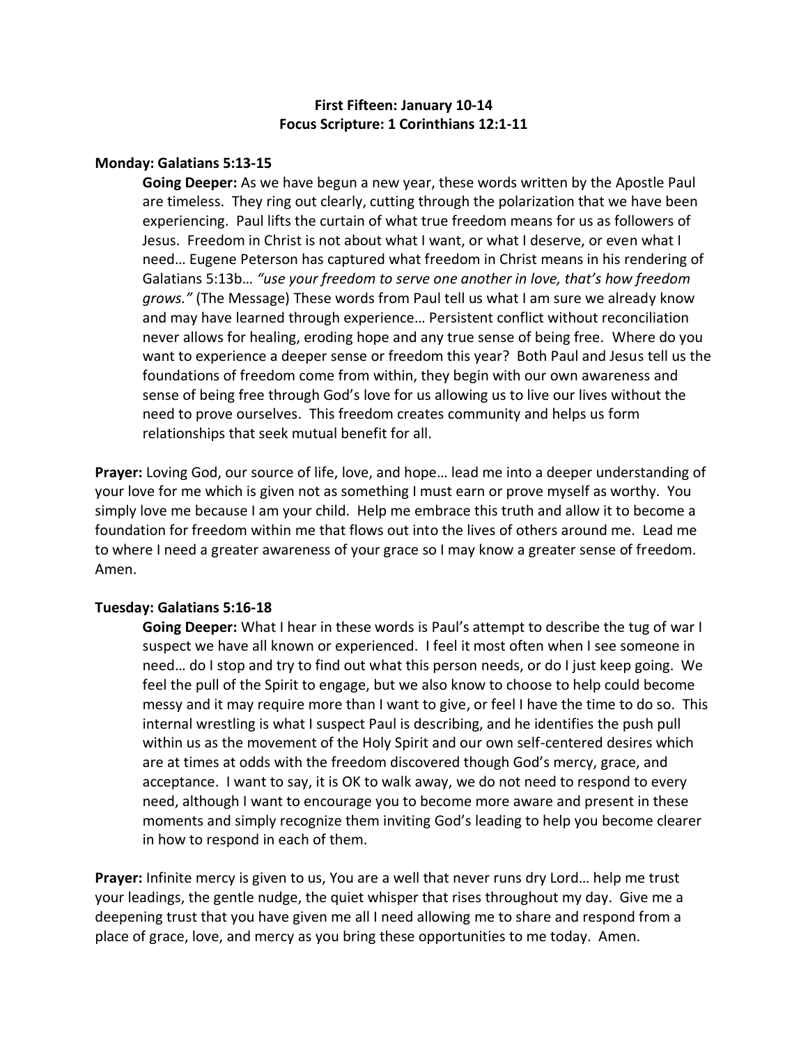# First Fifteen: January 10-14
## Focus Scripture: 1 Corinthians 12:1-11

**Monday: Galatians 5:13-15**

**Going Deeper:** As we have begun a new year, these words written by the Apostle Paul are timeless. They ring out clearly, cutting through the polarization that we have been experiencing. Paul lifts the curtain of what true freedom means for us as followers of Jesus. Freedom in Christ is not about what I want, or what I deserve, or even what I need… Eugene Peterson has captured what freedom in Christ means in his rendering of Galatians 5:13b… *"use your freedom to serve one another in love, that's how freedom grows."* (The Message) These words from Paul tell us what I am sure we already know and may have learned through experience… Persistent conflict without reconciliation never allows for healing, eroding hope and any true sense of being free. Where do you want to experience a deeper sense or freedom this year? Both Paul and Jesus tell us the foundations of freedom come from within, they begin with our own awareness and sense of being free through God's love for us allowing us to live our lives without the need to prove ourselves. This freedom creates community and helps us form relationships that seek mutual benefit for all.

**Prayer:** Loving God, our source of life, love, and hope… lead me into a deeper understanding of your love for me which is given not as something I must earn or prove myself as worthy. You simply love me because I am your child. Help me embrace this truth and allow it to become a foundation for freedom within me that flows out into the lives of others around me. Lead me to where I need a greater awareness of your grace so I may know a greater sense of freedom. Amen.

**Tuesday: Galatians 5:16-18**

**Going Deeper:** What I hear in these words is Paul's attempt to describe the tug of war I suspect we have all known or experienced. I feel it most often when I see someone in need… do I stop and try to find out what this person needs, or do I just keep going. We feel the pull of the Spirit to engage, but we also know to choose to help could become messy and it may require more than I want to give, or feel I have the time to do so. This internal wrestling is what I suspect Paul is describing, and he identifies the push pull within us as the movement of the Holy Spirit and our own self-centered desires which are at times at odds with the freedom discovered though God's mercy, grace, and acceptance. I want to say, it is OK to walk away, we do not need to respond to every need, although I want to encourage you to become more aware and present in these moments and simply recognize them inviting God's leading to help you become clearer in how to respond in each of them.

**Prayer:** Infinite mercy is given to us, You are a well that never runs dry Lord… help me trust your leadings, the gentle nudge, the quiet whisper that rises throughout my day. Give me a deepening trust that you have given me all I need allowing me to share and respond from a place of grace, love, and mercy as you bring these opportunities to me today. Amen.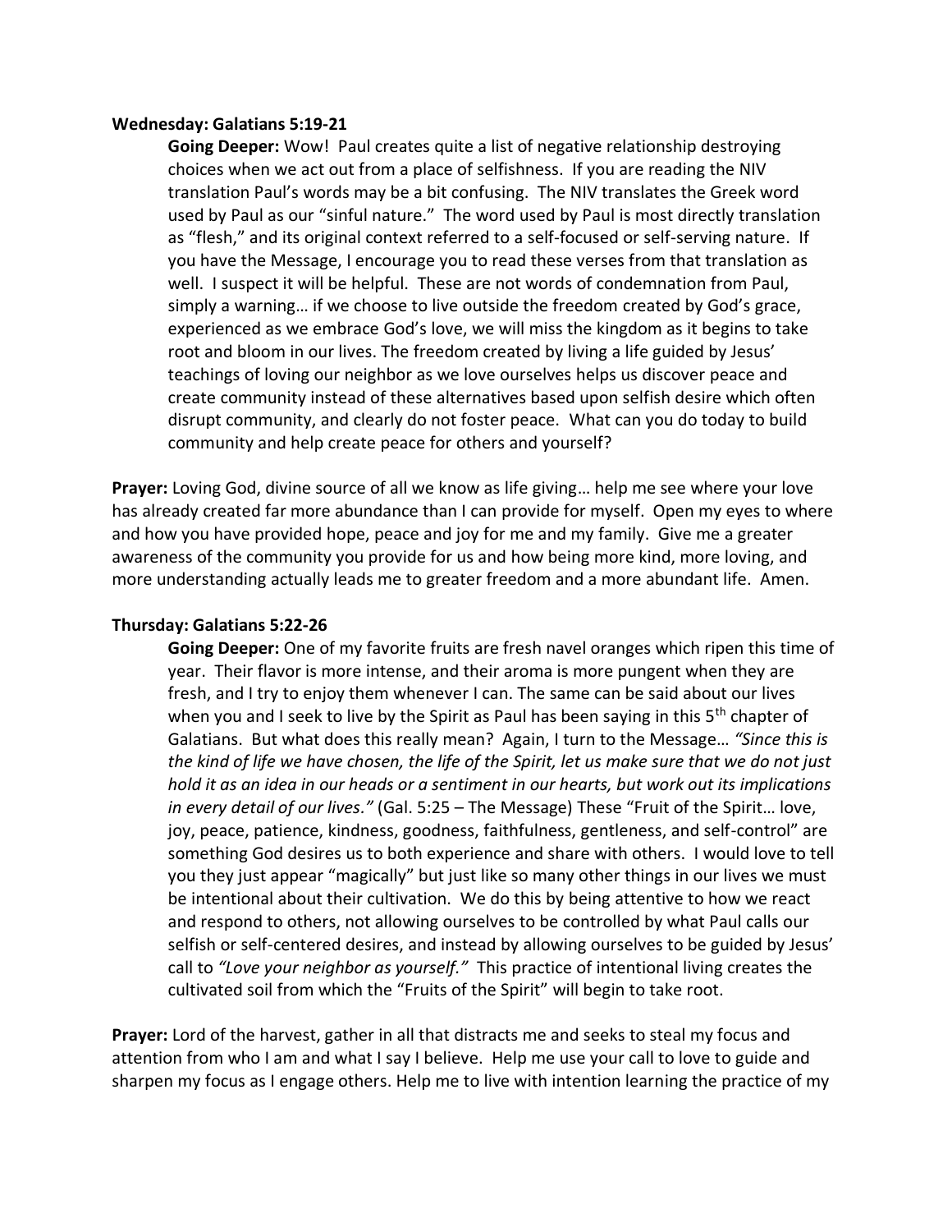**Wednesday: Galatians 5:19-21**

**Going Deeper:** Wow! Paul creates quite a list of negative relationship destroying choices when we act out from a place of selfishness. If you are reading the NIV translation Paul's words may be a bit confusing. The NIV translates the Greek word used by Paul as our "sinful nature." The word used by Paul is most directly translation as "flesh," and its original context referred to a self-focused or self-serving nature. If you have the Message, I encourage you to read these verses from that translation as well. I suspect it will be helpful. These are not words of condemnation from Paul, simply a warning… if we choose to live outside the freedom created by God's grace, experienced as we embrace God's love, we will miss the kingdom as it begins to take root and bloom in our lives. The freedom created by living a life guided by Jesus' teachings of loving our neighbor as we love ourselves helps us discover peace and create community instead of these alternatives based upon selfish desire which often disrupt community, and clearly do not foster peace. What can you do today to build community and help create peace for others and yourself?

**Prayer:** Loving God, divine source of all we know as life giving… help me see where your love has already created far more abundance than I can provide for myself. Open my eyes to where and how you have provided hope, peace and joy for me and my family. Give me a greater awareness of the community you provide for us and how being more kind, more loving, and more understanding actually leads me to greater freedom and a more abundant life. Amen.

**Thursday: Galatians 5:22-26**

**Going Deeper:** One of my favorite fruits are fresh navel oranges which ripen this time of year. Their flavor is more intense, and their aroma is more pungent when they are fresh, and I try to enjoy them whenever I can. The same can be said about our lives when you and I seek to live by the Spirit as Paul has been saying in this 5th chapter of Galatians. But what does this really mean? Again, I turn to the Message… *"Since this is the kind of life we have chosen, the life of the Spirit, let us make sure that we do not just hold it as an idea in our heads or a sentiment in our hearts, but work out its implications in every detail of our lives."* (Gal. 5:25 – The Message) These "Fruit of the Spirit… love, joy, peace, patience, kindness, goodness, faithfulness, gentleness, and self-control" are something God desires us to both experience and share with others. I would love to tell you they just appear "magically" but just like so many other things in our lives we must be intentional about their cultivation. We do this by being attentive to how we react and respond to others, not allowing ourselves to be controlled by what Paul calls our selfish or self-centered desires, and instead by allowing ourselves to be guided by Jesus' call to *"Love your neighbor as yourself."* This practice of intentional living creates the cultivated soil from which the "Fruits of the Spirit" will begin to take root.

**Prayer:** Lord of the harvest, gather in all that distracts me and seeks to steal my focus and attention from who I am and what I say I believe. Help me use your call to love to guide and sharpen my focus as I engage others. Help me to live with intention learning the practice of my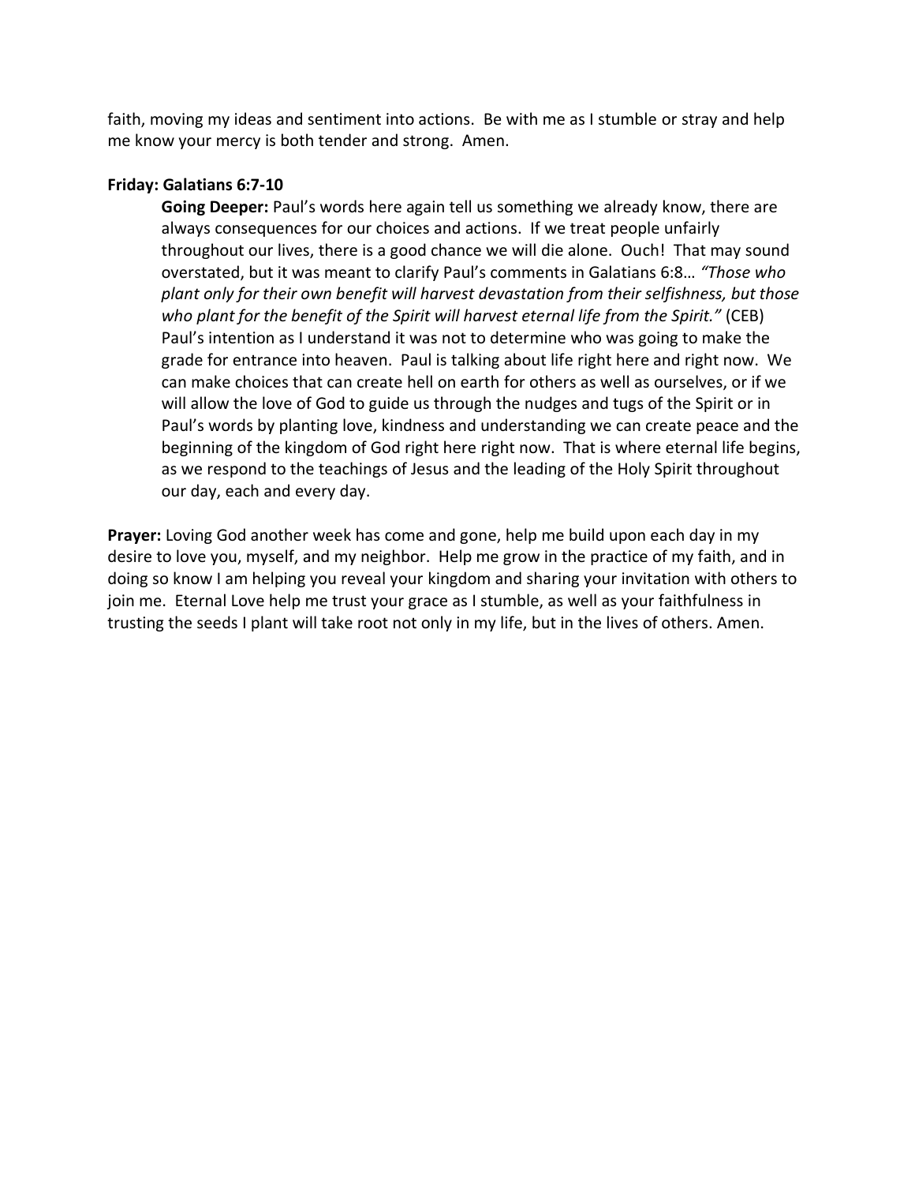faith, moving my ideas and sentiment into actions. Be with me as I stumble or stray and help me know your mercy is both tender and strong. Amen.

**Friday: Galatians 6:7-10**

**Going Deeper:** Paul's words here again tell us something we already know, there are always consequences for our choices and actions. If we treat people unfairly throughout our lives, there is a good chance we will die alone. Ouch! That may sound overstated, but it was meant to clarify Paul's comments in Galatians 6:8… *"Those who plant only for their own benefit will harvest devastation from their selfishness, but those who plant for the benefit of the Spirit will harvest eternal life from the Spirit."* (CEB) Paul's intention as I understand it was not to determine who was going to make the grade for entrance into heaven. Paul is talking about life right here and right now. We can make choices that can create hell on earth for others as well as ourselves, or if we will allow the love of God to guide us through the nudges and tugs of the Spirit or in Paul's words by planting love, kindness and understanding we can create peace and the beginning of the kingdom of God right here right now. That is where eternal life begins, as we respond to the teachings of Jesus and the leading of the Holy Spirit throughout our day, each and every day.

**Prayer:** Loving God another week has come and gone, help me build upon each day in my desire to love you, myself, and my neighbor. Help me grow in the practice of my faith, and in doing so know I am helping you reveal your kingdom and sharing your invitation with others to join me. Eternal Love help me trust your grace as I stumble, as well as your faithfulness in trusting the seeds I plant will take root not only in my life, but in the lives of others. Amen.